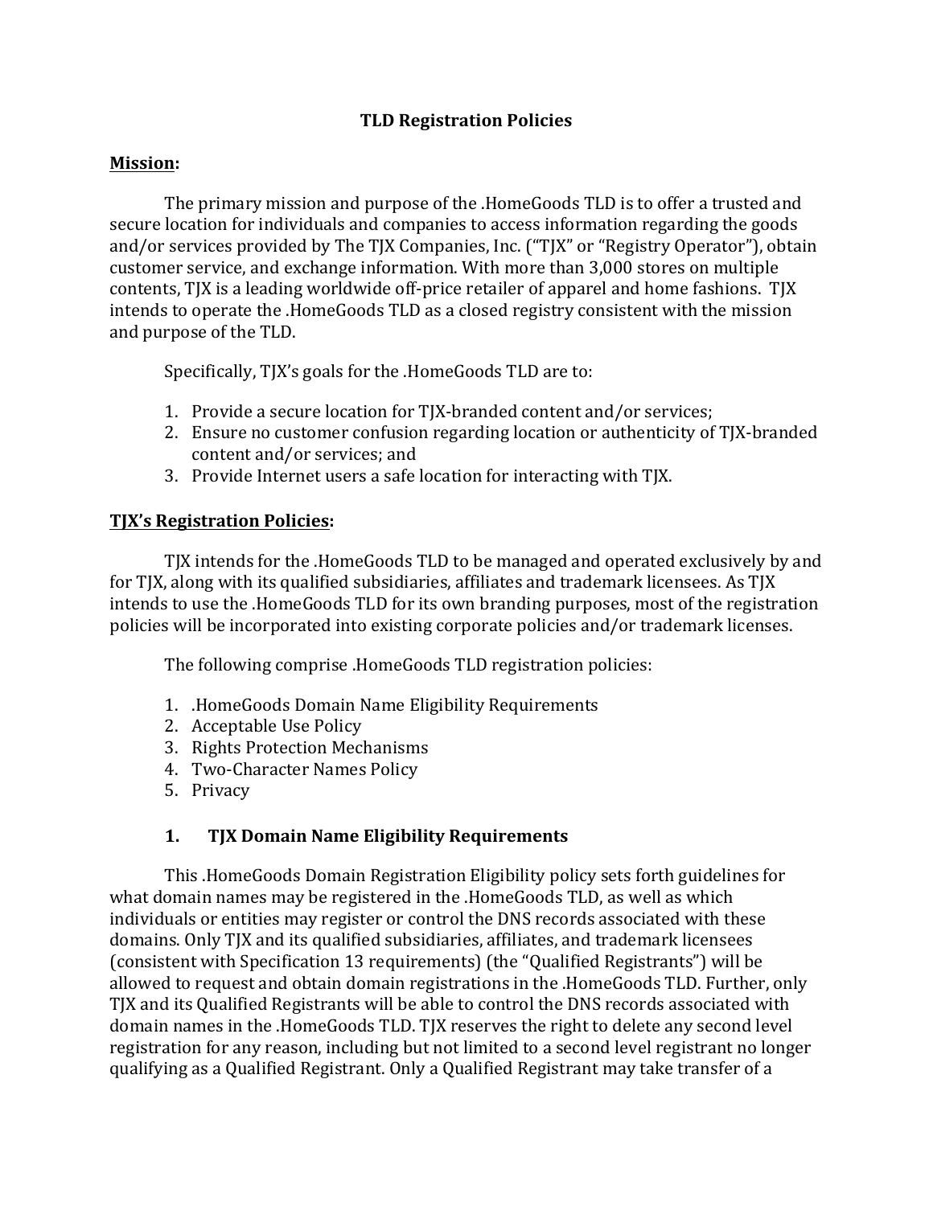# TLD Registration Policies

## Mission:

The primary mission and purpose of the .HomeGoods TLD is to offer a trusted and secure location for individuals and companies to access information regarding the goods and/or services provided by The TJX Companies, Inc. ("TJX" or "Registry Operator"), obtain customer service, and exchange information. With more than 3,000 stores on multiple contents, TJX is a leading worldwide off-price retailer of apparel and home fashions. TJX intends to operate the .HomeGoods TLD as a closed registry consistent with the mission and purpose of the TLD.

Specifically, TJX's goals for the .HomeGoods TLD are to:

1. Provide a secure location for TJX-branded content and/or services;
2. Ensure no customer confusion regarding location or authenticity of TJX-branded content and/or services; and
3. Provide Internet users a safe location for interacting with TJX.

## TJX's Registration Policies:

TJX intends for the .HomeGoods TLD to be managed and operated exclusively by and for TJX, along with its qualified subsidiaries, affiliates and trademark licensees. As TJX intends to use the .HomeGoods TLD for its own branding purposes, most of the registration policies will be incorporated into existing corporate policies and/or trademark licenses.

The following comprise .HomeGoods TLD registration policies:

1. .HomeGoods Domain Name Eligibility Requirements
2. Acceptable Use Policy
3. Rights Protection Mechanisms
4. Two-Character Names Policy
5. Privacy

### 1. TJX Domain Name Eligibility Requirements

This .HomeGoods Domain Registration Eligibility policy sets forth guidelines for what domain names may be registered in the .HomeGoods TLD, as well as which individuals or entities may register or control the DNS records associated with these domains. Only TJX and its qualified subsidiaries, affiliates, and trademark licensees (consistent with Specification 13 requirements) (the "Qualified Registrants") will be allowed to request and obtain domain registrations in the .HomeGoods TLD. Further, only TJX and its Qualified Registrants will be able to control the DNS records associated with domain names in the .HomeGoods TLD. TJX reserves the right to delete any second level registration for any reason, including but not limited to a second level registrant no longer qualifying as a Qualified Registrant. Only a Qualified Registrant may take transfer of a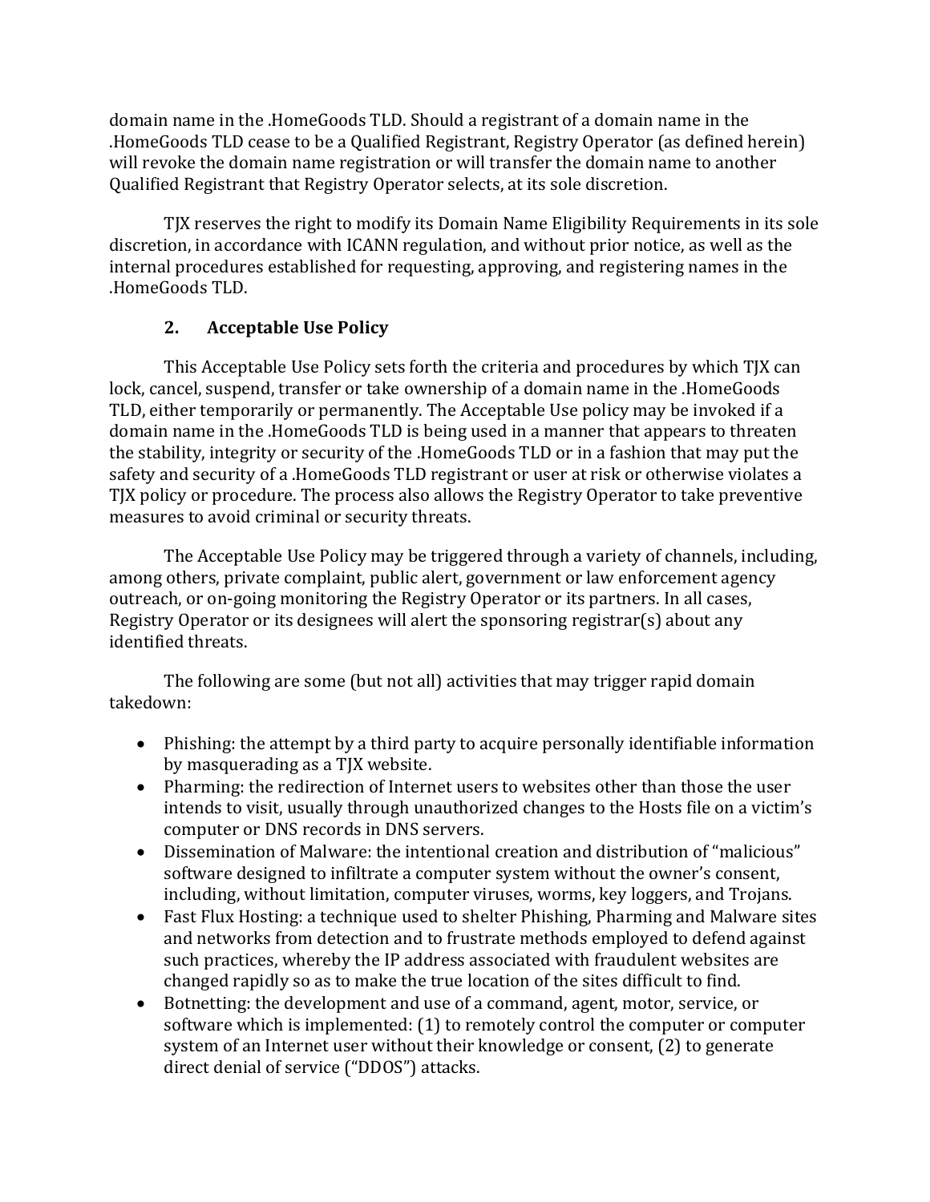domain name in the .HomeGoods TLD. Should a registrant of a domain name in the .HomeGoods TLD cease to be a Qualified Registrant, Registry Operator (as defined herein) will revoke the domain name registration or will transfer the domain name to another Qualified Registrant that Registry Operator selects, at its sole discretion.

TJX reserves the right to modify its Domain Name Eligibility Requirements in its sole discretion, in accordance with ICANN regulation, and without prior notice, as well as the internal procedures established for requesting, approving, and registering names in the .HomeGoods TLD.

## 2. Acceptable Use Policy

This Acceptable Use Policy sets forth the criteria and procedures by which TJX can lock, cancel, suspend, transfer or take ownership of a domain name in the .HomeGoods TLD, either temporarily or permanently. The Acceptable Use policy may be invoked if a domain name in the .HomeGoods TLD is being used in a manner that appears to threaten the stability, integrity or security of the .HomeGoods TLD or in a fashion that may put the safety and security of a .HomeGoods TLD registrant or user at risk or otherwise violates a TJX policy or procedure. The process also allows the Registry Operator to take preventive measures to avoid criminal or security threats.

The Acceptable Use Policy may be triggered through a variety of channels, including, among others, private complaint, public alert, government or law enforcement agency outreach, or on-going monitoring the Registry Operator or its partners. In all cases, Registry Operator or its designees will alert the sponsoring registrar(s) about any identified threats.

The following are some (but not all) activities that may trigger rapid domain takedown:

- Phishing: the attempt by a third party to acquire personally identifiable information by masquerading as a TJX website.
- Pharming: the redirection of Internet users to websites other than those the user intends to visit, usually through unauthorized changes to the Hosts file on a victim's computer or DNS records in DNS servers.
- Dissemination of Malware: the intentional creation and distribution of "malicious" software designed to infiltrate a computer system without the owner's consent, including, without limitation, computer viruses, worms, key loggers, and Trojans.
- Fast Flux Hosting: a technique used to shelter Phishing, Pharming and Malware sites and networks from detection and to frustrate methods employed to defend against such practices, whereby the IP address associated with fraudulent websites are changed rapidly so as to make the true location of the sites difficult to find.
- Botnetting: the development and use of a command, agent, motor, service, or software which is implemented: (1) to remotely control the computer or computer system of an Internet user without their knowledge or consent, (2) to generate direct denial of service ("DDOS") attacks.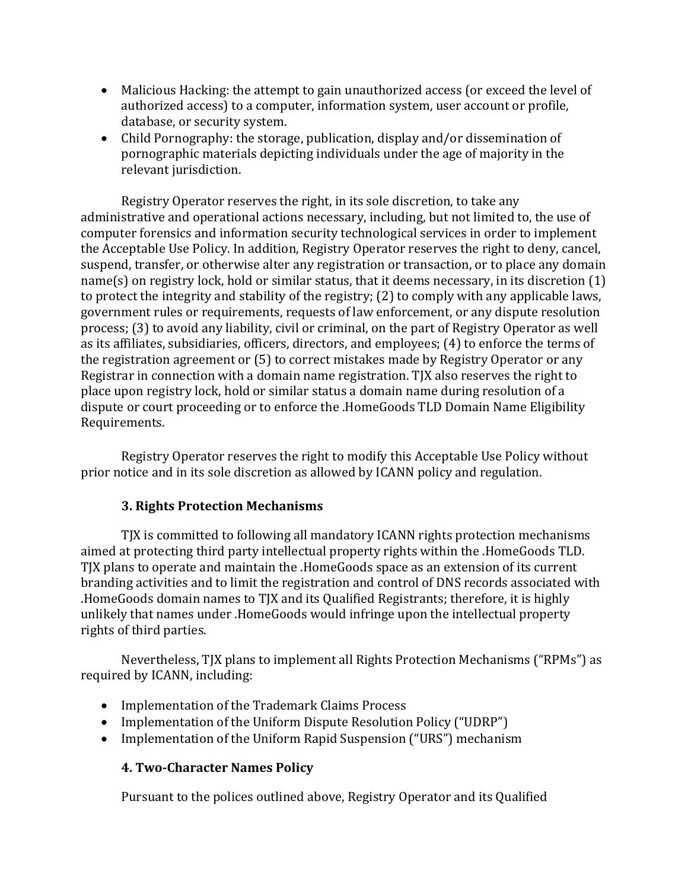- Malicious Hacking: the attempt to gain unauthorized access (or exceed the level of authorized access) to a computer, information system, user account or profile, database, or security system.
- Child Pornography: the storage, publication, display and/or dissemination of pornographic materials depicting individuals under the age of majority in the relevant jurisdiction.

Registry Operator reserves the right, in its sole discretion, to take any administrative and operational actions necessary, including, but not limited to, the use of computer forensics and information security technological services in order to implement the Acceptable Use Policy. In addition, Registry Operator reserves the right to deny, cancel, suspend, transfer, or otherwise alter any registration or transaction, or to place any domain name(s) on registry lock, hold or similar status, that it deems necessary, in its discretion (1) to protect the integrity and stability of the registry; (2) to comply with any applicable laws, government rules or requirements, requests of law enforcement, or any dispute resolution process; (3) to avoid any liability, civil or criminal, on the part of Registry Operator as well as its affiliates, subsidiaries, officers, directors, and employees; (4) to enforce the terms of the registration agreement or (5) to correct mistakes made by Registry Operator or any Registrar in connection with a domain name registration. TJX also reserves the right to place upon registry lock, hold or similar status a domain name during resolution of a dispute or court proceeding or to enforce the .HomeGoods TLD Domain Name Eligibility Requirements.

Registry Operator reserves the right to modify this Acceptable Use Policy without prior notice and in its sole discretion as allowed by ICANN policy and regulation.

### 3. Rights Protection Mechanisms

TJX is committed to following all mandatory ICANN rights protection mechanisms aimed at protecting third party intellectual property rights within the .HomeGoods TLD. TJX plans to operate and maintain the .HomeGoods space as an extension of its current branding activities and to limit the registration and control of DNS records associated with .HomeGoods domain names to TJX and its Qualified Registrants; therefore, it is highly unlikely that names under .HomeGoods would infringe upon the intellectual property rights of third parties.

Nevertheless, TJX plans to implement all Rights Protection Mechanisms ("RPMs") as required by ICANN, including:

- Implementation of the Trademark Claims Process
- Implementation of the Uniform Dispute Resolution Policy ("UDRP")
- Implementation of the Uniform Rapid Suspension ("URS") mechanism

### 4. Two-Character Names Policy

Pursuant to the polices outlined above, Registry Operator and its Qualified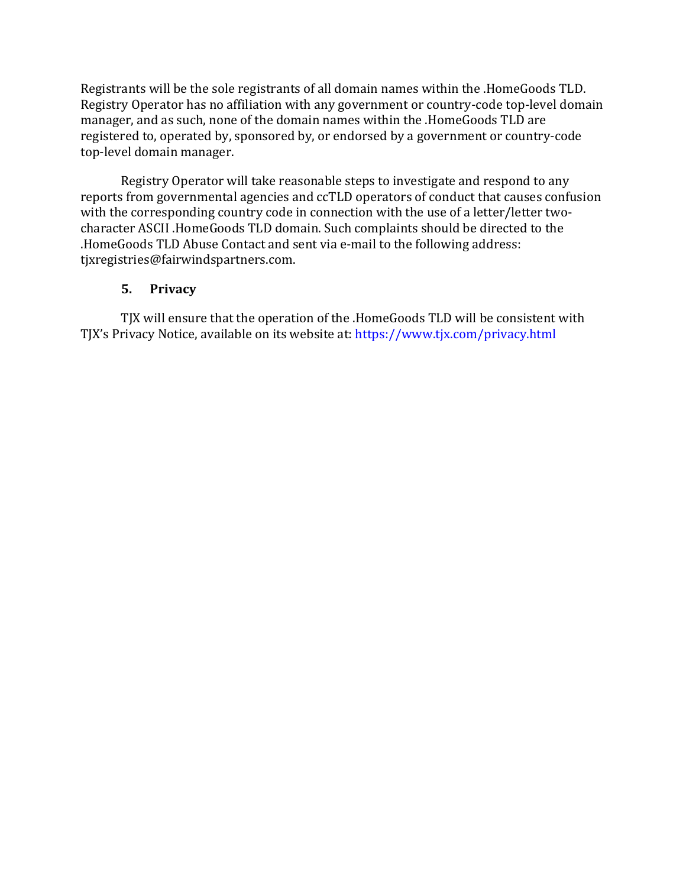Registrants will be the sole registrants of all domain names within the .HomeGoods TLD. Registry Operator has no affiliation with any government or country-code top-level domain manager, and as such, none of the domain names within the .HomeGoods TLD are registered to, operated by, sponsored by, or endorsed by a government or country-code top-level domain manager.

Registry Operator will take reasonable steps to investigate and respond to any reports from governmental agencies and ccTLD operators of conduct that causes confusion with the corresponding country code in connection with the use of a letter/letter two-character ASCII .HomeGoods TLD domain. Such complaints should be directed to the .HomeGoods TLD Abuse Contact and sent via e-mail to the following address: tjxregistries@fairwindspartners.com.

### 5. Privacy

TJX will ensure that the operation of the .HomeGoods TLD will be consistent with TJX's Privacy Notice, available on its website at: https://www.tjx.com/privacy.html